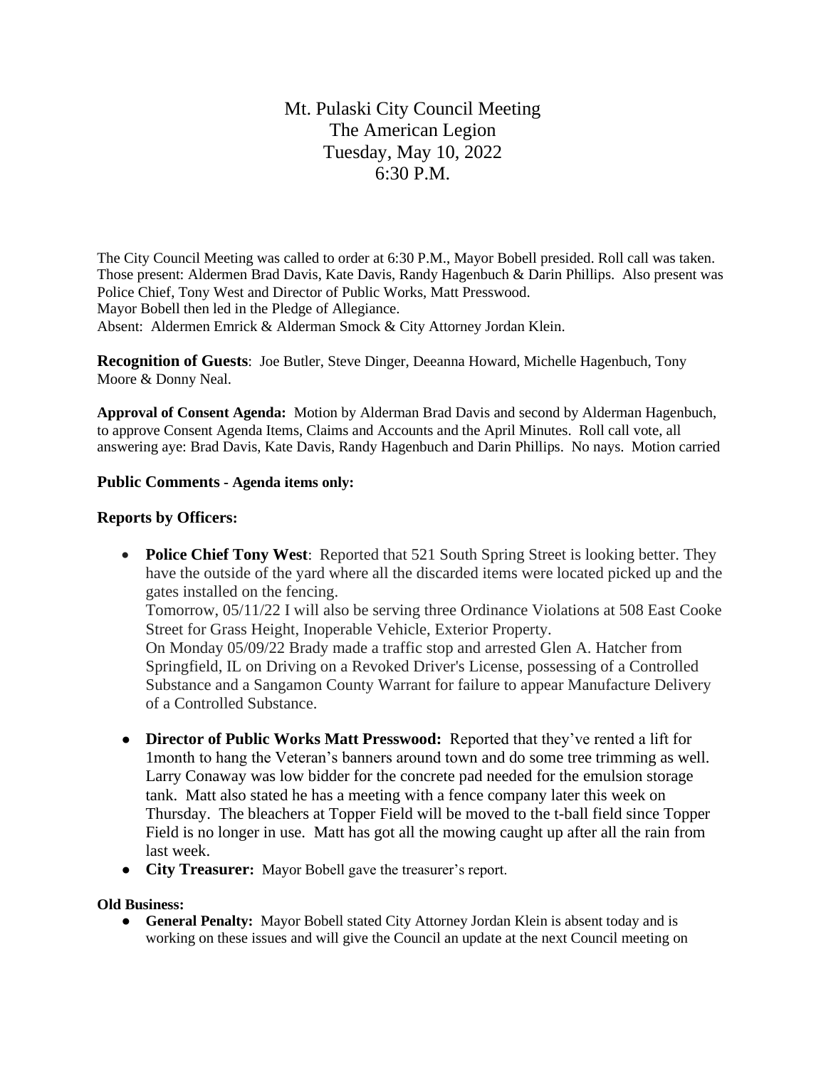# Mt. Pulaski City Council Meeting
## The American Legion
## Tuesday, May 10, 2022
## 6:30 P.M.

The City Council Meeting was called to order at 6:30 P.M., Mayor Bobell presided. Roll call was taken. Those present: Aldermen Brad Davis, Kate Davis, Randy Hagenbuch & Darin Phillips. Also present was Police Chief, Tony West and Director of Public Works, Matt Presswood.
Mayor Bobell then led in the Pledge of Allegiance.
Absent: Aldermen Emrick & Alderman Smock & City Attorney Jordan Klein.

**Recognition of Guests**: Joe Butler, Steve Dinger, Deeanna Howard, Michelle Hagenbuch, Tony Moore & Donny Neal.

**Approval of Consent Agenda:** Motion by Alderman Brad Davis and second by Alderman Hagenbuch, to approve Consent Agenda Items, Claims and Accounts and the April Minutes. Roll call vote, all answering aye: Brad Davis, Kate Davis, Randy Hagenbuch and Darin Phillips. No nays. Motion carried

**Public Comments - Agenda items only:**

**Reports by Officers:**

- **Police Chief Tony West**: Reported that 521 South Spring Street is looking better. They have the outside of the yard where all the discarded items were located picked up and the gates installed on the fencing.
  Tomorrow, 05/11/22 I will also be serving three Ordinance Violations at 508 East Cooke Street for Grass Height, Inoperable Vehicle, Exterior Property.
  On Monday 05/09/22 Brady made a traffic stop and arrested Glen A. Hatcher from Springfield, IL on Driving on a Revoked Driver's License, possessing of a Controlled Substance and a Sangamon County Warrant for failure to appear Manufacture Delivery of a Controlled Substance.
- **Director of Public Works Matt Presswood:** Reported that they've rented a lift for 1month to hang the Veteran's banners around town and do some tree trimming as well. Larry Conaway was low bidder for the concrete pad needed for the emulsion storage tank. Matt also stated he has a meeting with a fence company later this week on Thursday. The bleachers at Topper Field will be moved to the t-ball field since Topper Field is no longer in use. Matt has got all the mowing caught up after all the rain from last week.
- **City Treasurer:** Mayor Bobell gave the treasurer's report.

**Old Business:**

- **General Penalty:** Mayor Bobell stated City Attorney Jordan Klein is absent today and is working on these issues and will give the Council an update at the next Council meeting on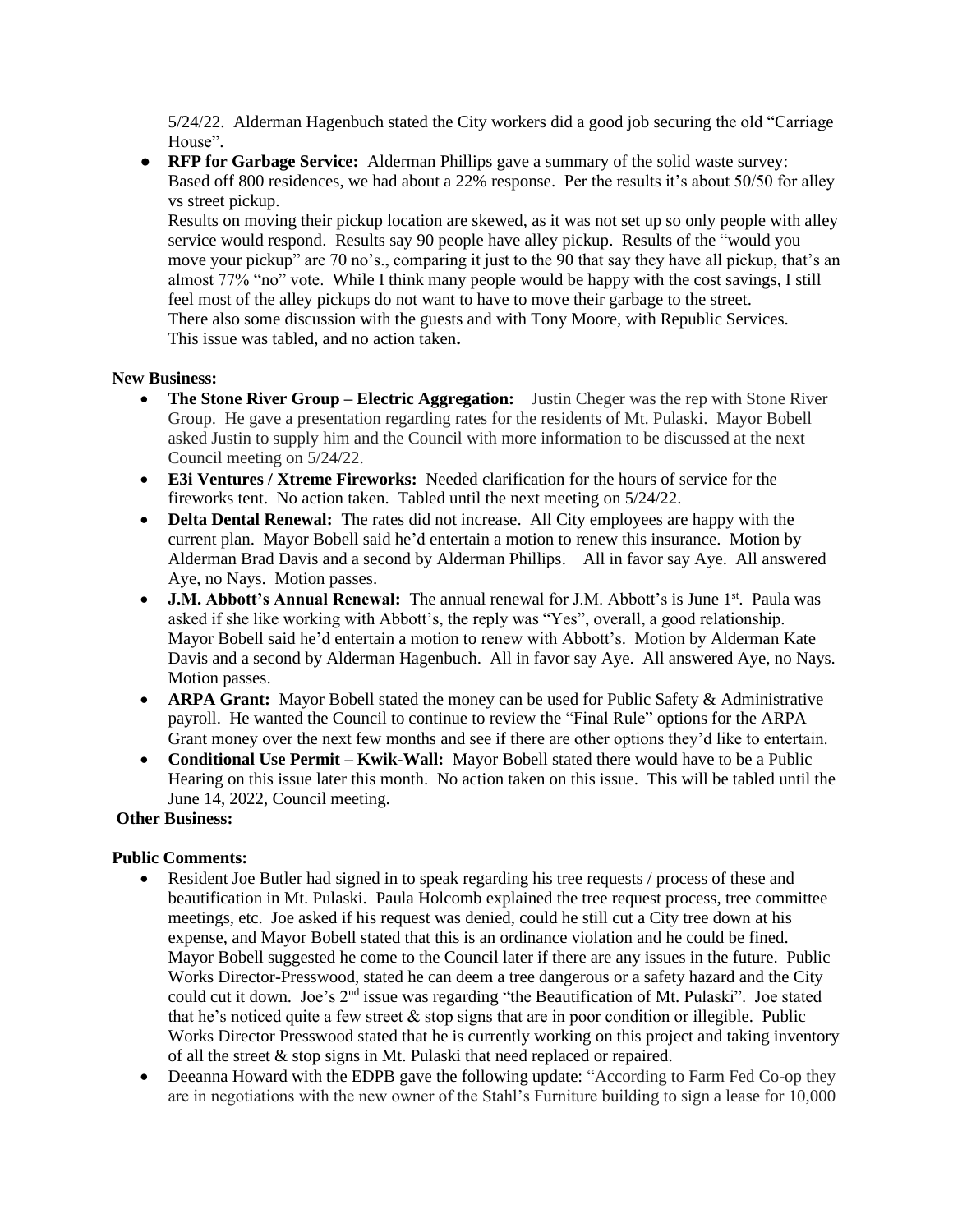5/24/22. Alderman Hagenbuch stated the City workers did a good job securing the old "Carriage House".

- **RFP for Garbage Service:** Alderman Phillips gave a summary of the solid waste survey: Based off 800 residences, we had about a 22% response. Per the results it's about 50/50 for alley vs street pickup.
  Results on moving their pickup location are skewed, as it was not set up so only people with alley service would respond. Results say 90 people have alley pickup. Results of the "would you move your pickup" are 70 no's., comparing it just to the 90 that say they have all pickup, that's an almost 77% "no" vote. While I think many people would be happy with the cost savings, I still feel most of the alley pickups do not want to have to move their garbage to the street.
  There also some discussion with the guests and with Tony Moore, with Republic Services.
  This issue was tabled, and no action taken**.**

**New Business:**

- **The Stone River Group – Electric Aggregation:** Justin Cheger was the rep with Stone River Group. He gave a presentation regarding rates for the residents of Mt. Pulaski. Mayor Bobell asked Justin to supply him and the Council with more information to be discussed at the next Council meeting on 5/24/22.
- **E3i Ventures / Xtreme Fireworks:** Needed clarification for the hours of service for the fireworks tent. No action taken. Tabled until the next meeting on 5/24/22.
- **Delta Dental Renewal:** The rates did not increase. All City employees are happy with the current plan. Mayor Bobell said he'd entertain a motion to renew this insurance. Motion by Alderman Brad Davis and a second by Alderman Phillips. All in favor say Aye. All answered Aye, no Nays. Motion passes.
- **J.M. Abbott's Annual Renewal:** The annual renewal for J.M. Abbott's is June 1st. Paula was asked if she like working with Abbott's, the reply was "Yes", overall, a good relationship. Mayor Bobell said he'd entertain a motion to renew with Abbott's. Motion by Alderman Kate Davis and a second by Alderman Hagenbuch. All in favor say Aye. All answered Aye, no Nays. Motion passes.
- **ARPA Grant:** Mayor Bobell stated the money can be used for Public Safety & Administrative payroll. He wanted the Council to continue to review the "Final Rule" options for the ARPA Grant money over the next few months and see if there are other options they'd like to entertain.
- **Conditional Use Permit – Kwik-Wall:** Mayor Bobell stated there would have to be a Public Hearing on this issue later this month. No action taken on this issue. This will be tabled until the June 14, 2022, Council meeting.

**Other Business:**

**Public Comments:**

- Resident Joe Butler had signed in to speak regarding his tree requests / process of these and beautification in Mt. Pulaski. Paula Holcomb explained the tree request process, tree committee meetings, etc. Joe asked if his request was denied, could he still cut a City tree down at his expense, and Mayor Bobell stated that this is an ordinance violation and he could be fined. Mayor Bobell suggested he come to the Council later if there are any issues in the future. Public Works Director-Presswood, stated he can deem a tree dangerous or a safety hazard and the City could cut it down. Joe's 2nd issue was regarding "the Beautification of Mt. Pulaski". Joe stated that he's noticed quite a few street & stop signs that are in poor condition or illegible. Public Works Director Presswood stated that he is currently working on this project and taking inventory of all the street & stop signs in Mt. Pulaski that need replaced or repaired.
- Deeanna Howard with the EDPB gave the following update: "According to Farm Fed Co-op they are in negotiations with the new owner of the Stahl's Furniture building to sign a lease for 10,000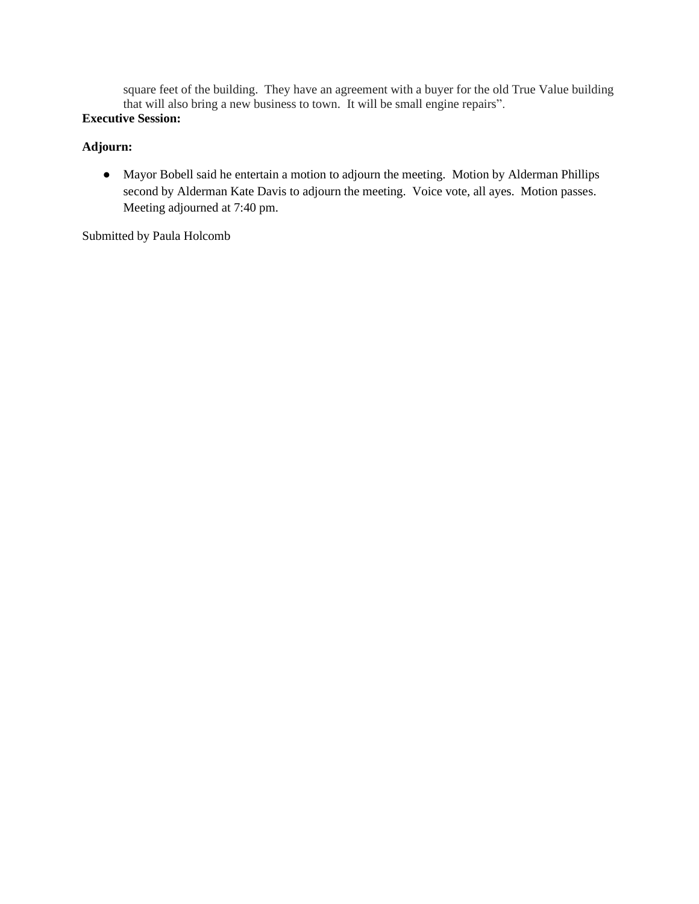square feet of the building. They have an agreement with a buyer for the old True Value building that will also bring a new business to town. It will be small engine repairs".

**Executive Session:**

**Adjourn:**

- Mayor Bobell said he entertain a motion to adjourn the meeting. Motion by Alderman Phillips second by Alderman Kate Davis to adjourn the meeting. Voice vote, all ayes. Motion passes. Meeting adjourned at 7:40 pm.

Submitted by Paula Holcomb